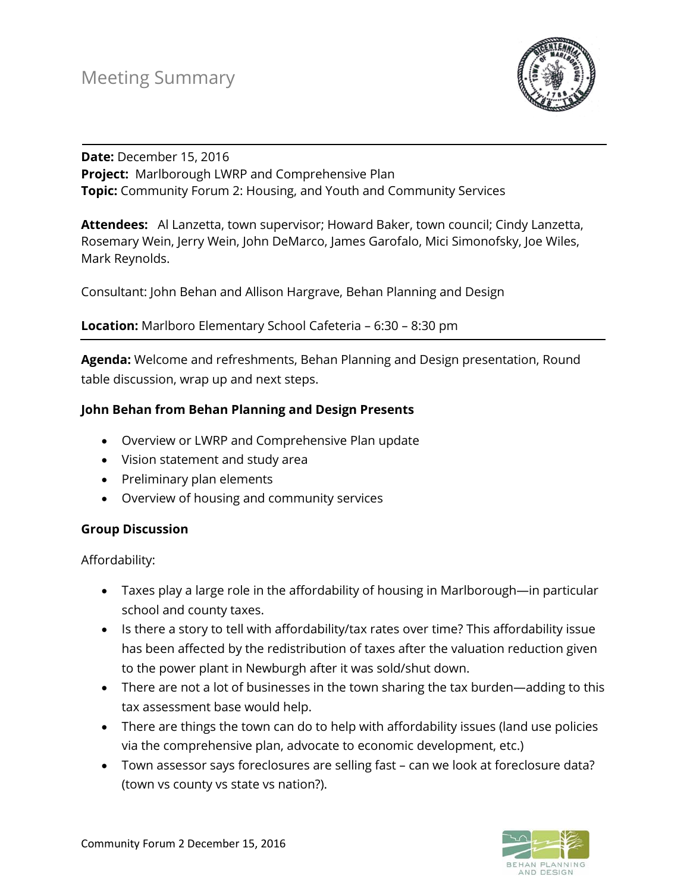# Meeting Summary

**Date:** December 15, 2016
**Project:** Marlborough LWRP and Comprehensive Plan
**Topic:** Community Forum 2: Housing, and Youth and Community Services

**Attendees:** Al Lanzetta, town supervisor; Howard Baker, town council; Cindy Lanzetta, Rosemary Wein, Jerry Wein, John DeMarco, James Garofalo, Mici Simonofsky, Joe Wiles, Mark Reynolds.

Consultant: John Behan and Allison Hargrave, Behan Planning and Design

**Location:** Marlboro Elementary School Cafeteria – 6:30 – 8:30 pm

**Agenda:** Welcome and refreshments, Behan Planning and Design presentation, Round table discussion, wrap up and next steps.

### John Behan from Behan Planning and Design Presents

- Overview or LWRP and Comprehensive Plan update
- Vision statement and study area
- Preliminary plan elements
- Overview of housing and community services

### Group Discussion

Affordability:

- Taxes play a large role in the affordability of housing in Marlborough—in particular school and county taxes.
- Is there a story to tell with affordability/tax rates over time? This affordability issue has been affected by the redistribution of taxes after the valuation reduction given to the power plant in Newburgh after it was sold/shut down.
- There are not a lot of businesses in the town sharing the tax burden—adding to this tax assessment base would help.
- There are things the town can do to help with affordability issues (land use policies via the comprehensive plan, advocate to economic development, etc.)
- Town assessor says foreclosures are selling fast – can we look at foreclosure data? (town vs county vs state vs nation?).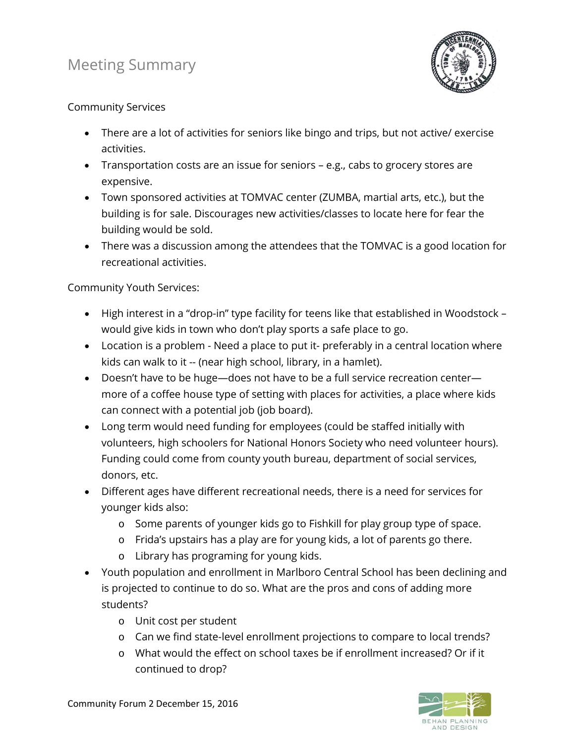# Meeting Summary

Community Services

- There are a lot of activities for seniors like bingo and trips, but not active/ exercise activities.
- Transportation costs are an issue for seniors – e.g., cabs to grocery stores are expensive.
- Town sponsored activities at TOMVAC center (ZUMBA, martial arts, etc.), but the building is for sale. Discourages new activities/classes to locate here for fear the building would be sold.
- There was a discussion among the attendees that the TOMVAC is a good location for recreational activities.

Community Youth Services:

- High interest in a "drop-in" type facility for teens like that established in Woodstock – would give kids in town who don't play sports a safe place to go.
- Location is a problem - Need a place to put it- preferably in a central location where kids can walk to it -- (near high school, library, in a hamlet).
- Doesn't have to be huge—does not have to be a full service recreation center—more of a coffee house type of setting with places for activities, a place where kids can connect with a potential job (job board).
- Long term would need funding for employees (could be staffed initially with volunteers, high schoolers for National Honors Society who need volunteer hours). Funding could come from county youth bureau, department of social services, donors, etc.
- Different ages have different recreational needs, there is a need for services for younger kids also:
  - Some parents of younger kids go to Fishkill for play group type of space.
  - Frida's upstairs has a play are for young kids, a lot of parents go there.
  - Library has programing for young kids.
- Youth population and enrollment in Marlboro Central School has been declining and is projected to continue to do so. What are the pros and cons of adding more students?
  - Unit cost per student
  - Can we find state-level enrollment projections to compare to local trends?
  - What would the effect on school taxes be if enrollment increased? Or if it continued to drop?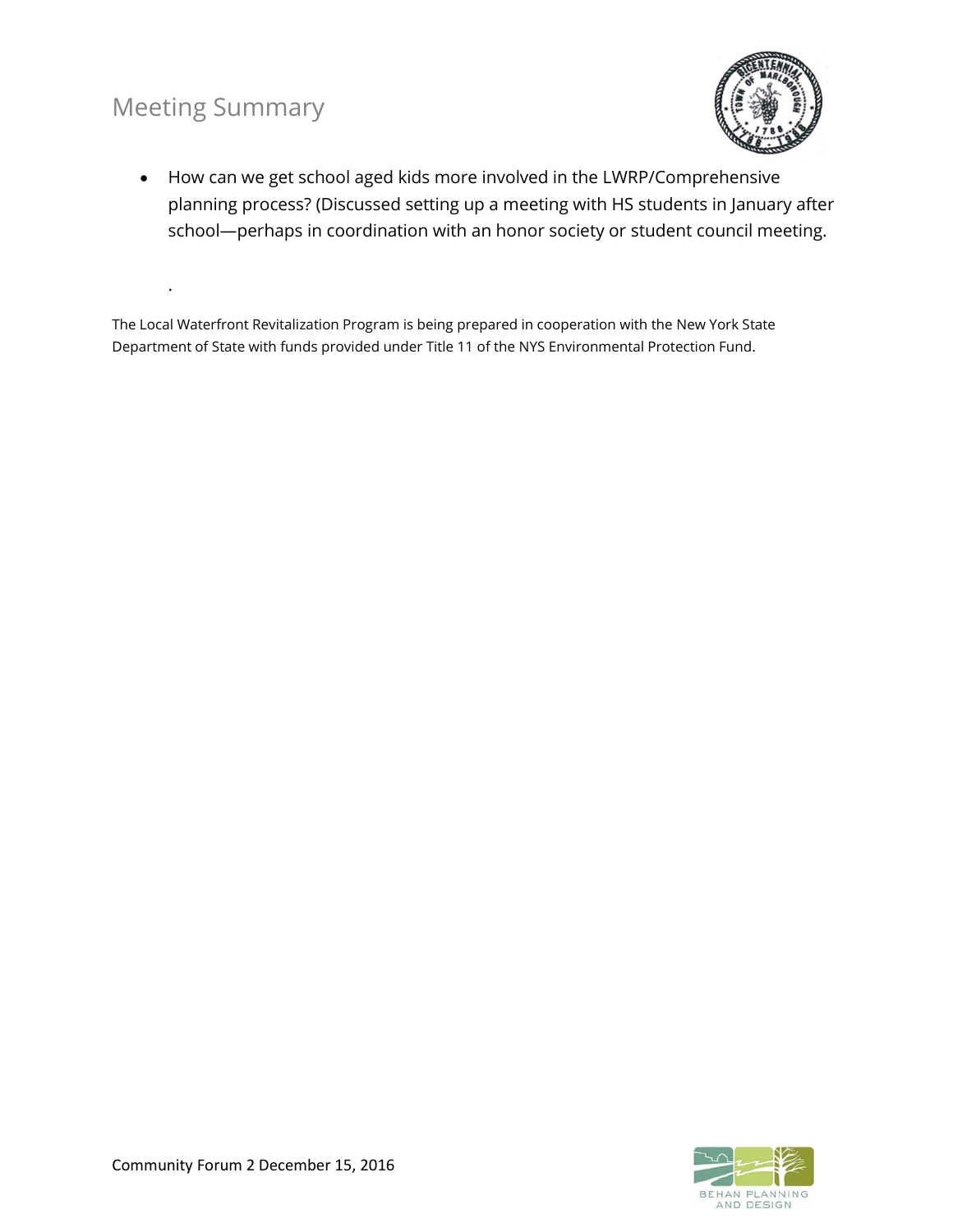- How can we get school aged kids more involved in the LWRP/Comprehensive planning process? (Discussed setting up a meeting with HS students in January after school—perhaps in coordination with an honor society or student council meeting.

.

The Local Waterfront Revitalization Program is being prepared in cooperation with the New York State Department of State with funds provided under Title 11 of the NYS Environmental Protection Fund.